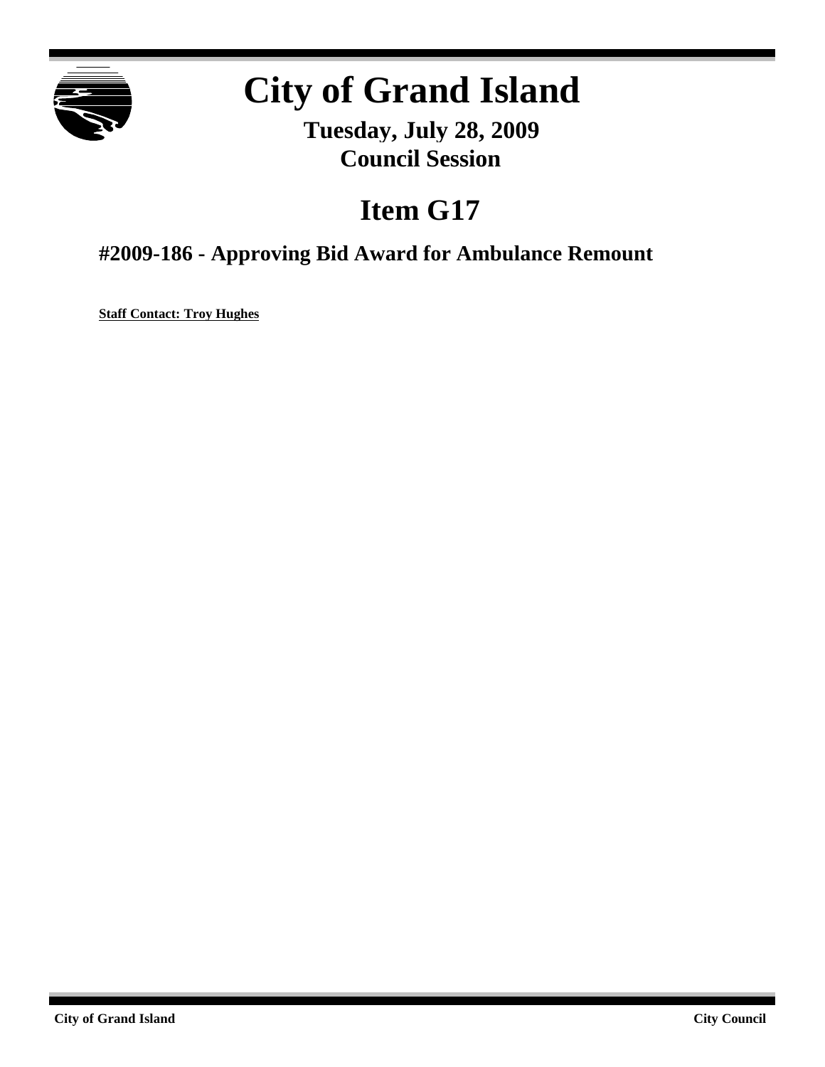# City of Grand Island

**Tuesday, July 28, 2009**
**Council Session**

# Item G17

## #2009-186 - Approving Bid Award for Ambulance Remount

**Staff Contact: Troy Hughes**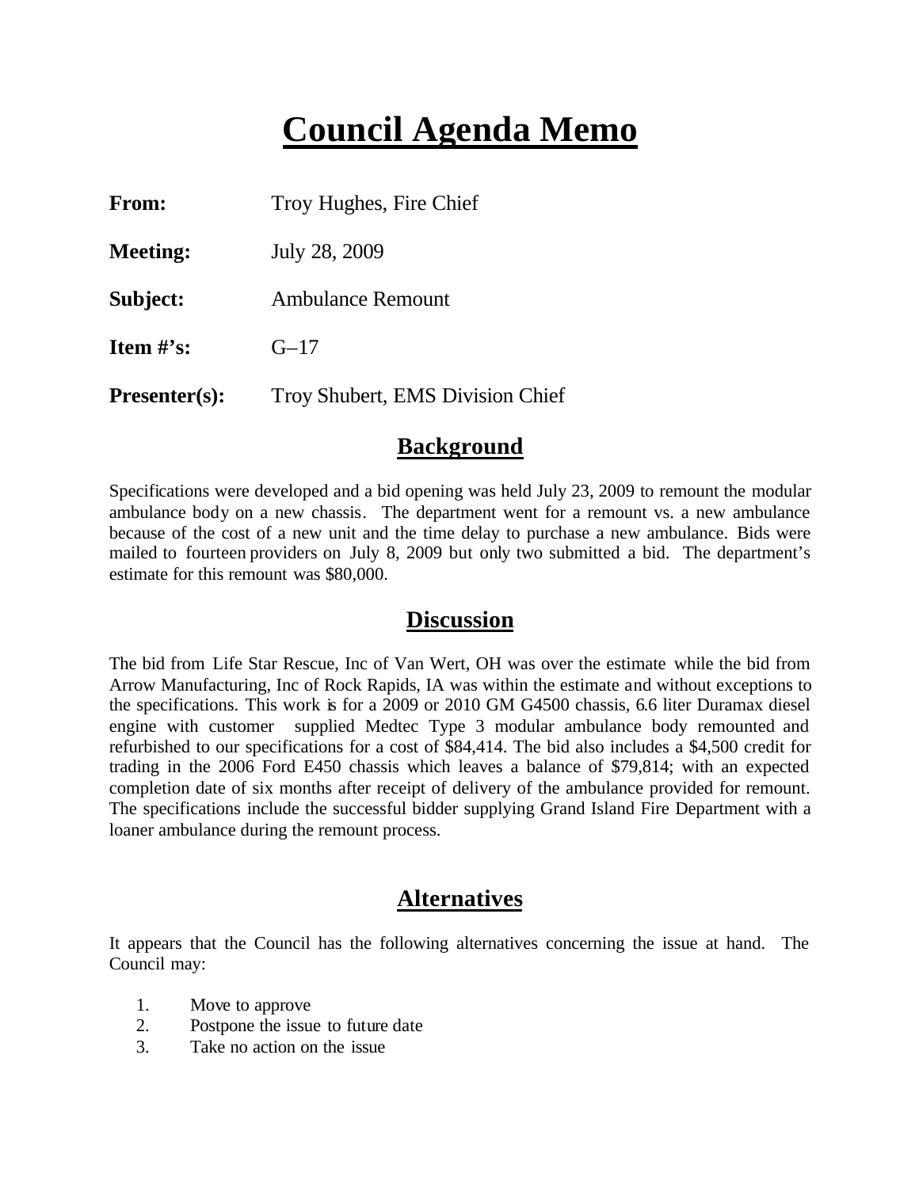# Council Agenda Memo

**From:** Troy Hughes, Fire Chief

**Meeting:** July 28, 2009

**Subject:** Ambulance Remount

**Item #'s:** G–17

**Presenter(s):** Troy Shubert, EMS Division Chief

## Background

Specifications were developed and a bid opening was held July 23, 2009 to remount the modular ambulance body on a new chassis. The department went for a remount vs. a new ambulance because of the cost of a new unit and the time delay to purchase a new ambulance. Bids were mailed to fourteen providers on July 8, 2009 but only two submitted a bid. The department's estimate for this remount was $80,000.

## Discussion

The bid from Life Star Rescue, Inc of Van Wert, OH was over the estimate while the bid from Arrow Manufacturing, Inc of Rock Rapids, IA was within the estimate and without exceptions to the specifications. This work is for a 2009 or 2010 GM G4500 chassis, 6.6 liter Duramax diesel engine with customer supplied Medtec Type 3 modular ambulance body remounted and refurbished to our specifications for a cost of $84,414. The bid also includes a $4,500 credit for trading in the 2006 Ford E450 chassis which leaves a balance of $79,814; with an expected completion date of six months after receipt of delivery of the ambulance provided for remount. The specifications include the successful bidder supplying Grand Island Fire Department with a loaner ambulance during the remount process.

## Alternatives

It appears that the Council has the following alternatives concerning the issue at hand. The Council may:

1. Move to approve
2. Postpone the issue to future date
3. Take no action on the issue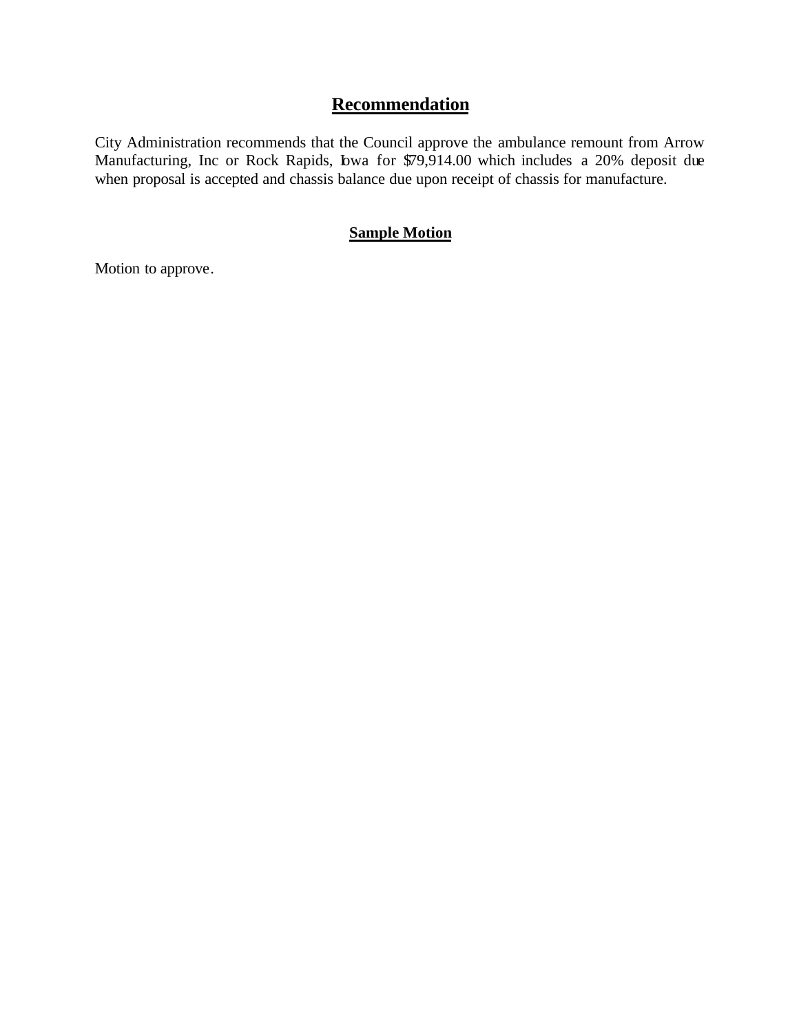## Recommendation

City Administration recommends that the Council approve the ambulance remount from Arrow Manufacturing, Inc or Rock Rapids, Iowa for $79,914.00 which includes a 20% deposit due when proposal is accepted and chassis balance due upon receipt of chassis for manufacture.

### Sample Motion

Motion to approve.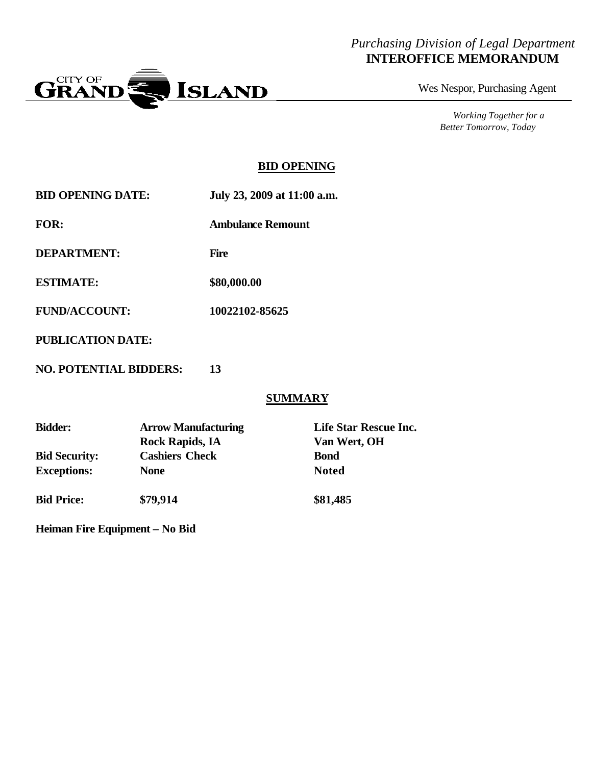*Purchasing Division of Legal Department*
**INTEROFFICE MEMORANDUM**

CITY OF GRAND ISLAND

Wes Nespor, Purchasing Agent

*Working Together for a Better Tomorrow, Today*

## BID OPENING

**BID OPENING DATE:** **July 23, 2009 at 11:00 a.m.**

**FOR:** **Ambulance Remount**

**DEPARTMENT:** **Fire**

**ESTIMATE:** **$80,000.00**

**FUND/ACCOUNT:** **10022102-85625**

**PUBLICATION DATE:**

**NO. POTENTIAL BIDDERS:** **13**

## SUMMARY

| | | |
|---|---|---|
| **Bidder:** | **Arrow Manufacturing**<br>**Rock Rapids, IA** | **Life Star Rescue Inc.**<br>**Van Wert, OH** |
| **Bid Security:** | **Cashiers Check** | **Bond** |
| **Exceptions:** | **None** | **Noted** |
| **Bid Price:** | **$79,914** | **$81,485** |

**Heiman Fire Equipment – No Bid**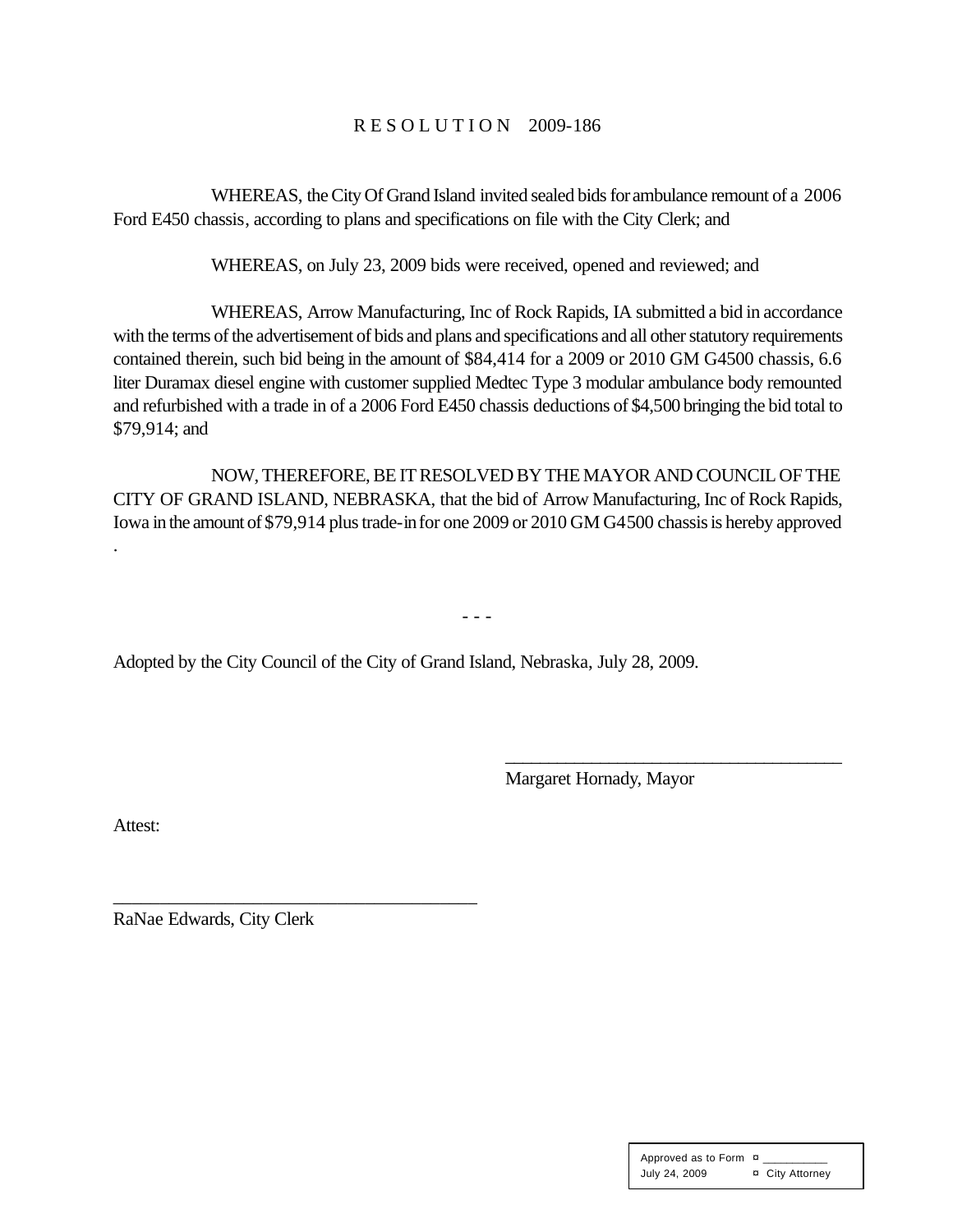# RESOLUTION 2009-186

WHEREAS, the City Of Grand Island invited sealed bids for ambulance remount of a 2006 Ford E450 chassis, according to plans and specifications on file with the City Clerk; and

WHEREAS, on July 23, 2009 bids were received, opened and reviewed; and

WHEREAS, Arrow Manufacturing, Inc of Rock Rapids, IA submitted a bid in accordance with the terms of the advertisement of bids and plans and specifications and all other statutory requirements contained therein, such bid being in the amount of $84,414 for a 2009 or 2010 GM G4500 chassis, 6.6 liter Duramax diesel engine with customer supplied Medtec Type 3 modular ambulance body remounted and refurbished with a trade in of a 2006 Ford E450 chassis deductions of $4,500 bringing the bid total to $79,914; and

NOW, THEREFORE, BE IT RESOLVED BY THE MAYOR AND COUNCIL OF THE CITY OF GRAND ISLAND, NEBRASKA, that the bid of Arrow Manufacturing, Inc of Rock Rapids, Iowa in the amount of $79,914 plus trade-in for one 2009 or 2010 GM G4500 chassis is hereby approved .

- - -

Adopted by the City Council of the City of Grand Island, Nebraska, July 28, 2009.

______________________________________
Margaret Hornady, Mayor

Attest:

______________________________________
RaNae Edwards, City Clerk

Approved as to Form ¤ __________
July 24, 2009 ¤ City Attorney